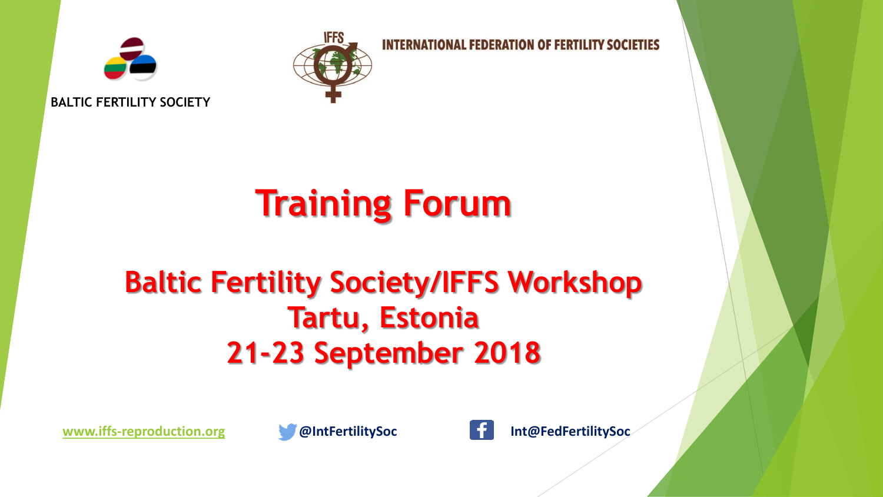BALTIC FERTILITY SOCIETY

IFFS

INTERNATIONAL FEDERATION OF FERTILITY SOCIETIES

# Training Forum

## Baltic Fertility Society/IFFS Workshop
## Tartu, Estonia
## 21-23 September 2018

www.iffs-reproduction.org

@IntFertilitySoc

Int@FedFertilitySoc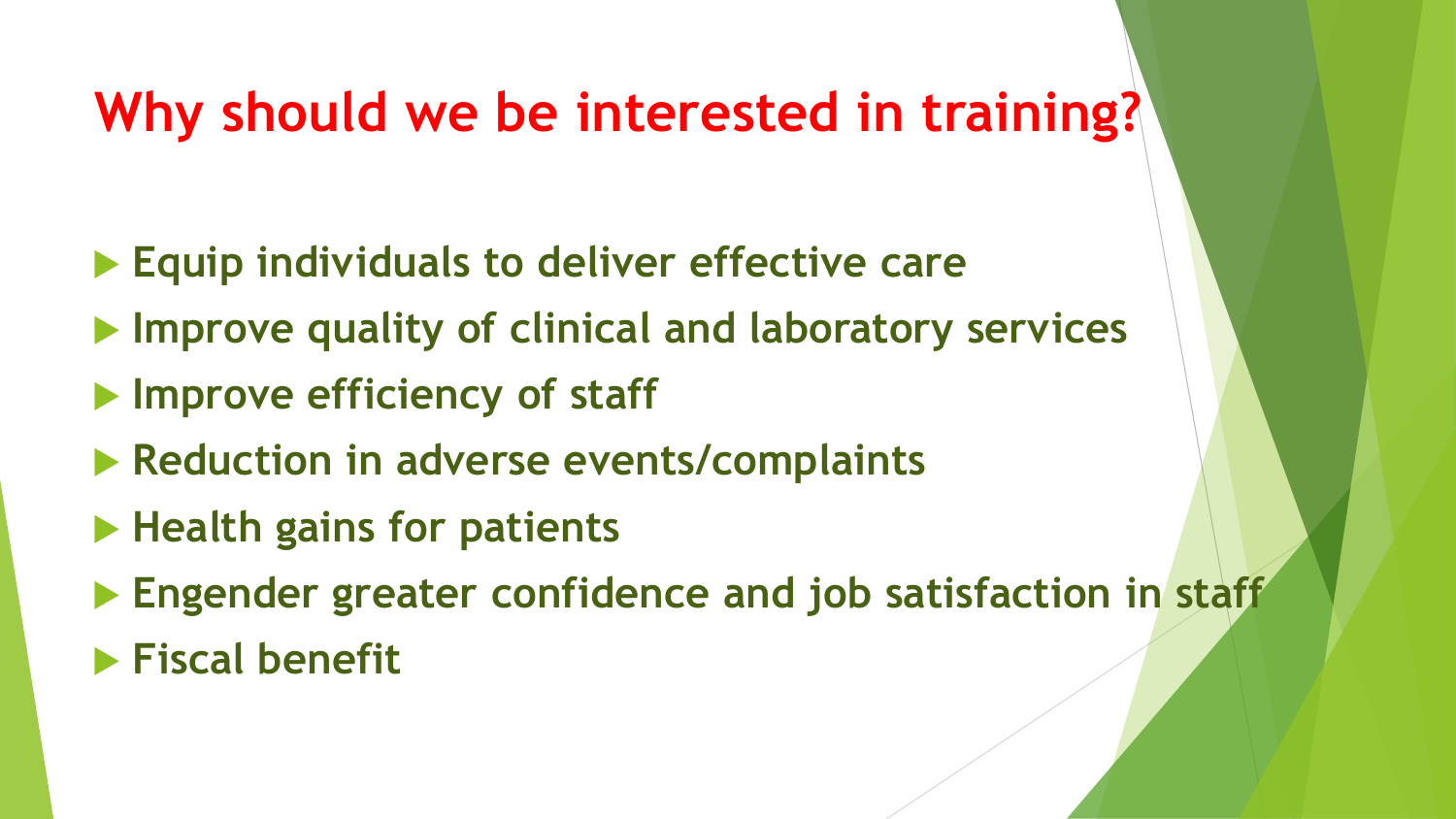# Why should we be interested in training?

- **Equip individuals to deliver effective care**
- **Improve quality of clinical and laboratory services**
- **Improve efficiency of staff**
- **Reduction in adverse events/complaints**
- **Health gains for patients**
- **Engender greater confidence and job satisfaction in staff**
- **Fiscal benefit**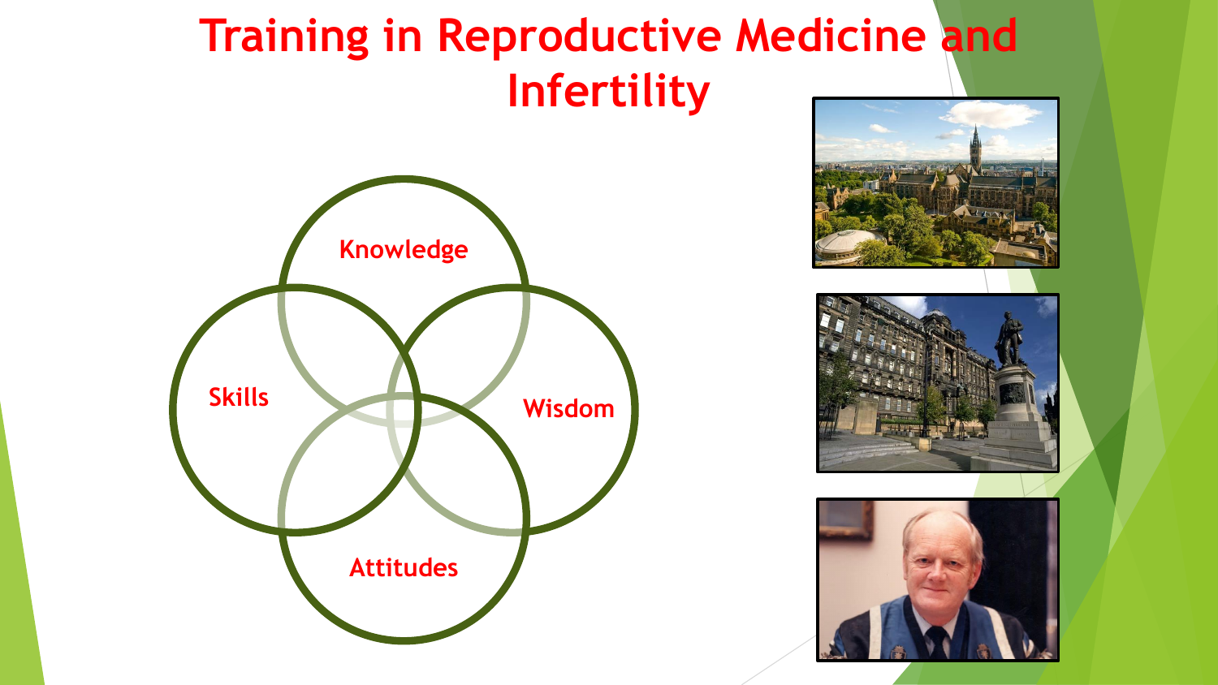# Training in Reproductive Medicine and Infertility

Knowledge

Skills

Wisdom

Attitudes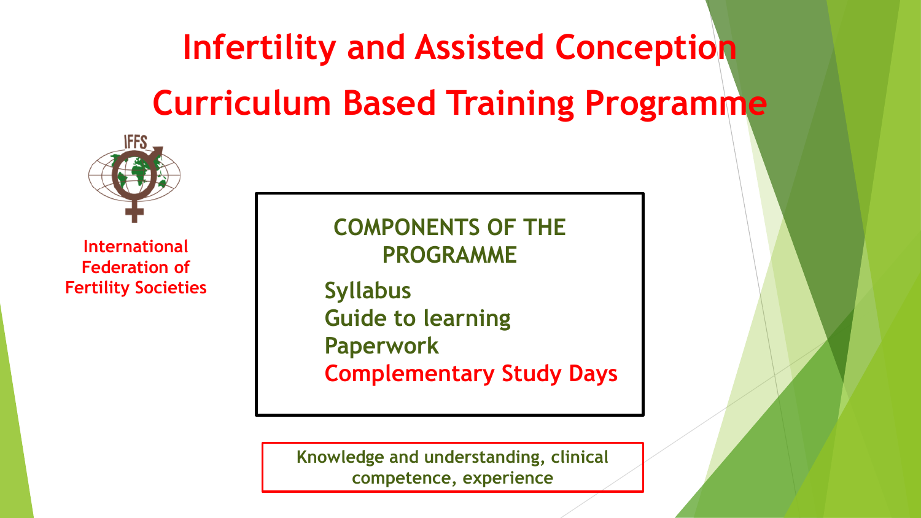# Infertility and Assisted Conception Curriculum Based Training Programme

International Federation of Fertility Societies

## COMPONENTS OF THE PROGRAMME

Syllabus
Guide to learning
Paperwork
Complementary Study Days

Knowledge and understanding, clinical competence, experience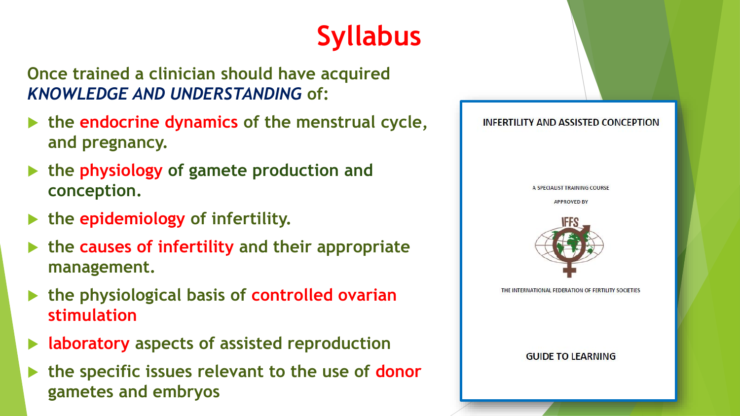# Syllabus

**Once trained a clinician should have acquired *KNOWLEDGE AND UNDERSTANDING* of:**

- the **endocrine dynamics** of the menstrual cycle, and pregnancy.
- the **physiology** of gamete production and conception.
- the **epidemiology** of infertility.
- the **causes of infertility** and their appropriate management.
- the physiological basis of **controlled ovarian stimulation**
- **laboratory** aspects of assisted reproduction
- the specific issues relevant to the use of **donor** gametes and embryos

INFERTILITY AND ASSISTED CONCEPTION

A SPECIALIST TRAINING COURSE

APPROVED BY

IFFS

THE INTERNATIONAL FEDERATION OF FERTILITY SOCIETIES

GUIDE TO LEARNING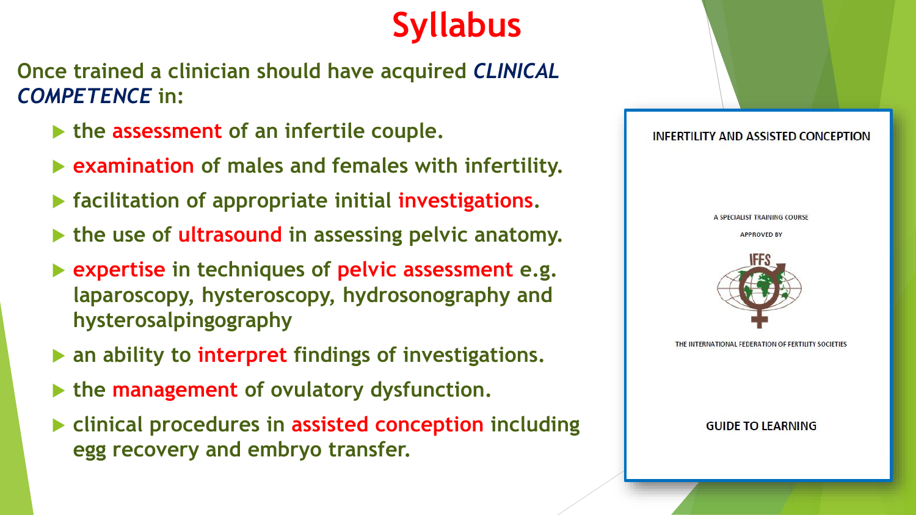# Syllabus

Once trained a clinician should have acquired ***CLINICAL COMPETENCE*** in:

- the assessment of an infertile couple.
- examination of males and females with infertility.
- facilitation of appropriate initial investigations.
- the use of ultrasound in assessing pelvic anatomy.
- expertise in techniques of pelvic assessment e.g. laparoscopy, hysteroscopy, hydrosonography and hysterosalpingography
- an ability to interpret findings of investigations.
- the management of ovulatory dysfunction.
- clinical procedures in assisted conception including egg recovery and embryo transfer.

INFERTILITY AND ASSISTED CONCEPTION

A SPECIALIST TRAINING COURSE

APPROVED BY

IFFS

THE INTERNATIONAL FEDERATION OF FERTILITY SOCIETIES

GUIDE TO LEARNING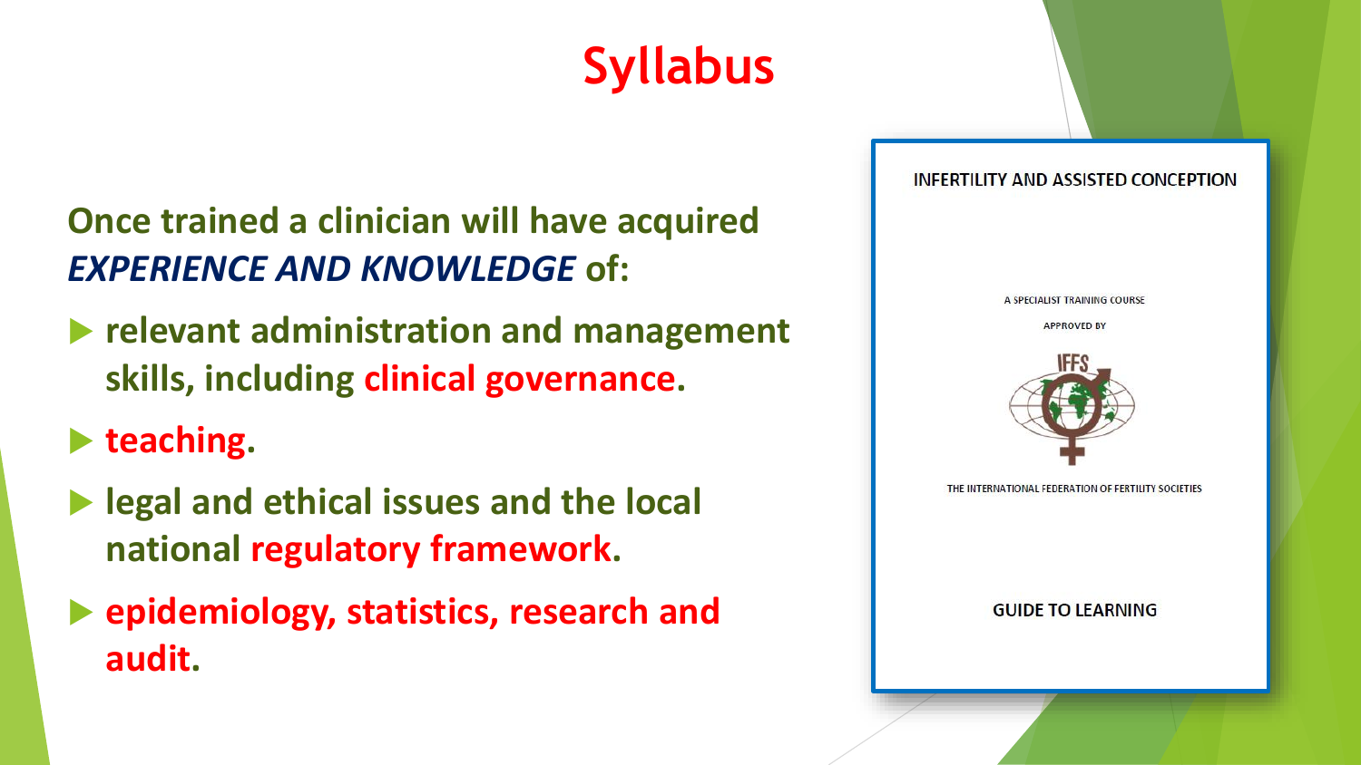# Syllabus

**Once trained a clinician will have acquired *EXPERIENCE AND KNOWLEDGE* of:**

- **relevant administration and management skills, including clinical governance.**
- **teaching.**
- **legal and ethical issues and the local national regulatory framework.**
- **epidemiology, statistics, research and audit.**

INFERTILITY AND ASSISTED CONCEPTION

A SPECIALIST TRAINING COURSE

APPROVED BY

IFFS

THE INTERNATIONAL FEDERATION OF FERTILITY SOCIETIES

GUIDE TO LEARNING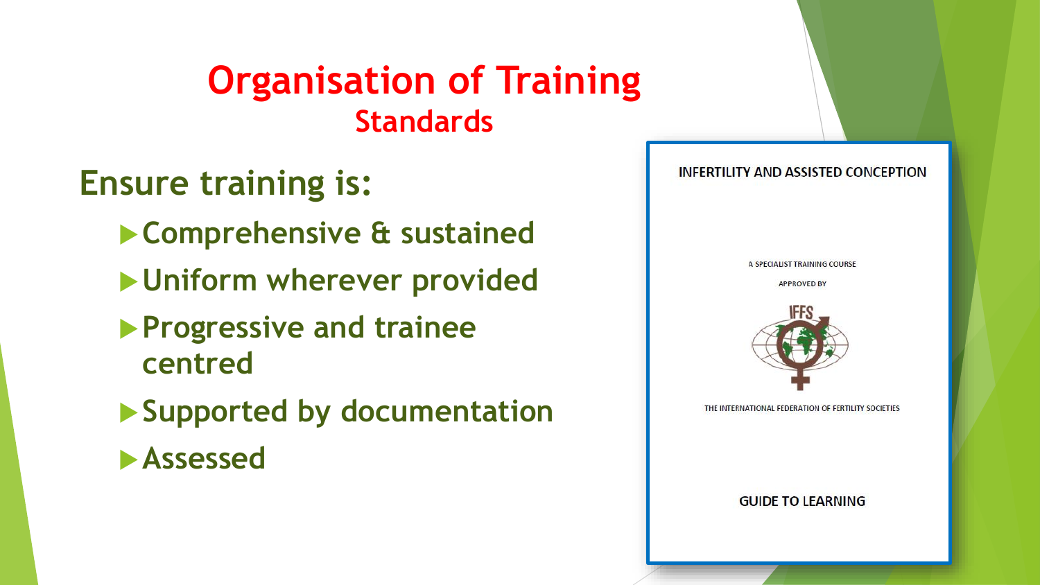# Organisation of Training

## Standards

**Ensure training is:**

- Comprehensive & sustained
- Uniform wherever provided
- Progressive and trainee centred
- Supported by documentation
- Assessed

INFERTILITY AND ASSISTED CONCEPTION

A SPECIALIST TRAINING COURSE

APPROVED BY

IFFS

THE INTERNATIONAL FEDERATION OF FERTILITY SOCIETIES

GUIDE TO LEARNING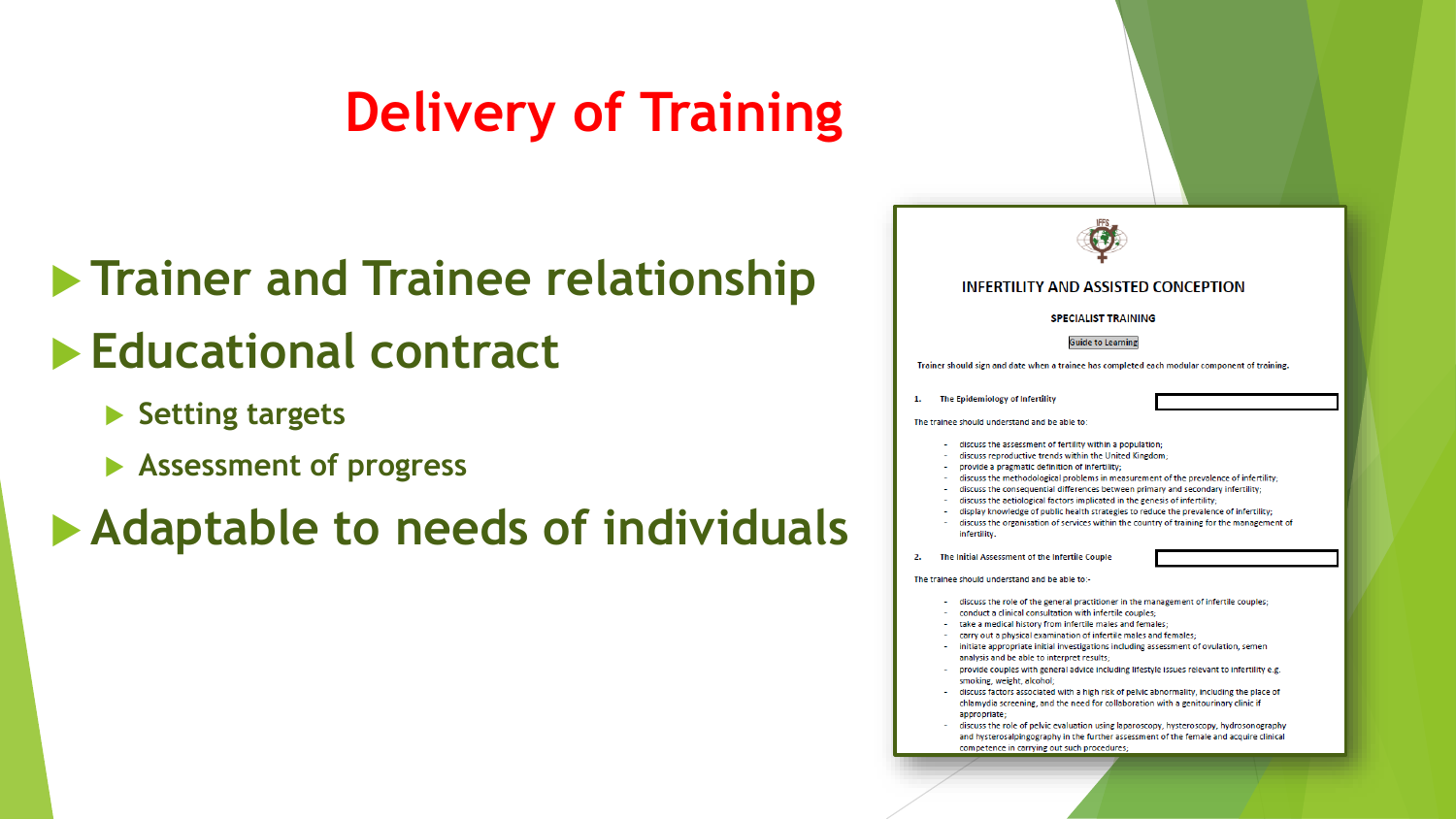# Delivery of Training

- Trainer and Trainee relationship
- Educational contract
  - Setting targets
  - Assessment of progress
- Adaptable to needs of individuals

IFFS

INFERTILITY AND ASSISTED CONCEPTION

SPECIALIST TRAINING

Guide to Learning

Trainer should sign and date when a trainee has completed each modular component of training.

1. The Epidemiology of Infertility

The trainee should understand and be able to:

- discuss the assessment of fertility within a population;
- discuss reproductive trends within the United Kingdom;
- provide a pragmatic definition of infertility;
- discuss the methodological problems in measurement of the prevalence of infertility;
- discuss the consequential differences between primary and secondary infertility;
- discuss the aetiological factors implicated in the genesis of infertility;
- display knowledge of public health strategies to reduce the prevalence of infertility;
- discuss the organisation of services within the country of training for the management of infertility.

2. The Initial Assessment of the Infertile Couple

The trainee should understand and be able to:-

- discuss the role of the general practitioner in the management of infertile couples;
- conduct a clinical consultation with infertile couples;
- take a medical history from infertile males and females;
- carry out a physical examination of infertile males and females;
- initiate appropriate initial investigations including assessment of ovulation, semen analysis and be able to interpret results;
- provide couples with general advice including lifestyle issues relevant to infertility e.g. smoking, weight, alcohol;
- discuss factors associated with a high risk of pelvic abnormality, including the place of chlamydia screening, and the need for collaboration with a genitourinary clinic if appropriate;
- discuss the role of pelvic evaluation using laparoscopy, hysteroscopy, hydrosonography and hysterosalpingography in the further assessment of the female and acquire clinical competence in carrying out such procedures;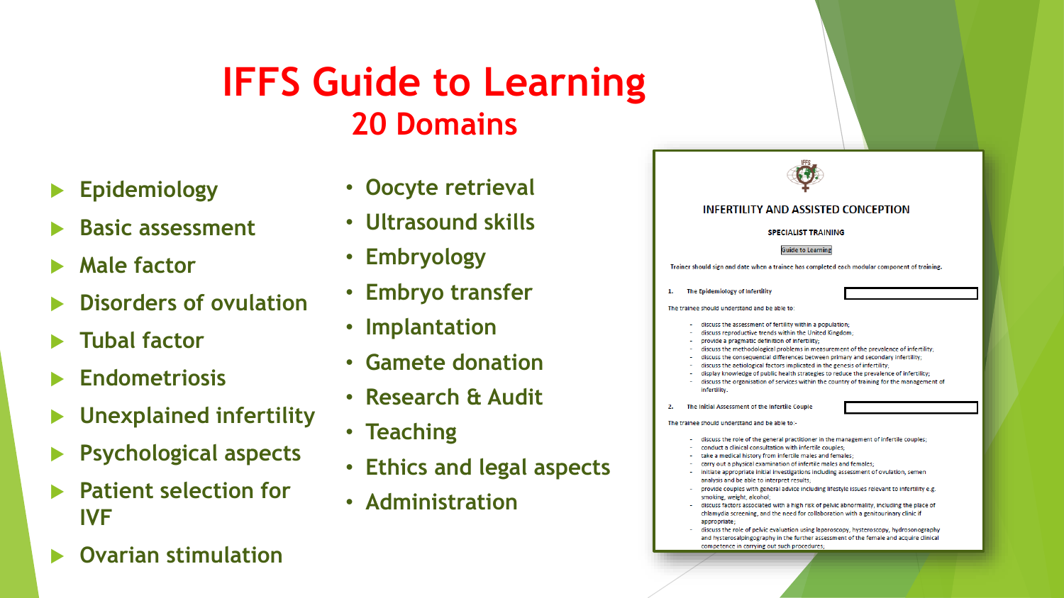# IFFS Guide to Learning

## 20 Domains

- Epidemiology
- Basic assessment
- Male factor
- Disorders of ovulation
- Tubal factor
- Endometriosis
- Unexplained infertility
- Psychological aspects
- Patient selection for IVF
- Ovarian stimulation
- Oocyte retrieval
- Ultrasound skills
- Embryology
- Embryo transfer
- Implantation
- Gamete donation
- Research & Audit
- Teaching
- Ethics and legal aspects
- Administration

INFERTILITY AND ASSISTED CONCEPTION

SPECIALIST TRAINING

Guide to Learning

Trainer should sign and date when a trainee has completed each modular component of training.

1. The Epidemiology of Infertility

The trainee should understand and be able to:

- discuss the assessment of fertility within a population;
- discuss reproductive trends within the United Kingdom,
- provide a pragmatic definition of infertility;
- discuss the methodological problems in measurement of the prevalence of infertility;
- discuss the consequential differences between primary and secondary infertility;
- discuss the aetiological factors implicated in the genesis of infertility;
- display knowledge of public health strategies to reduce the prevalence of infertility;
- discuss the organisation of services within the country of training for the management of infertility.

2. The Initial Assessment of the Infertile Couple

The trainee should understand and be able to:-

- discuss the role of the general practitioner in the management of infertile couples;
- conduct a clinical consultation with infertile couples;
- take a medical history from infertile males and females;
- carry out a physical examination of infertile males and females;
- initiate appropriate initial investigations including assessment of ovulation, semen analysis and be able to interpret results;
- provide couples with general advice including lifestyle issues relevant to infertility e.g. smoking, weight, alcohol;
- discuss factors associated with a high risk of pelvic abnormality, including the place of chlamydia screening, and the need for collaboration with a genitourinary clinic if appropriate;
- discuss the role of pelvic evaluation using laparoscopy, hysteroscopy, hydrosonography and hysterosalpingography in the further assessment of the female and acquire clinical competence in carrying out such procedures;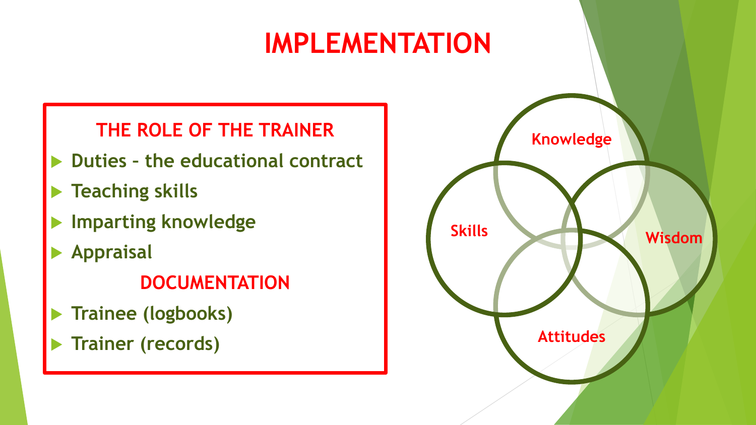# IMPLEMENTATION

## THE ROLE OF THE TRAINER

- Duties – the educational contract
- Teaching skills
- Imparting knowledge
- Appraisal

## DOCUMENTATION

- Trainee (logbooks)
- Trainer (records)

Knowledge

Skills

Wisdom

Attitudes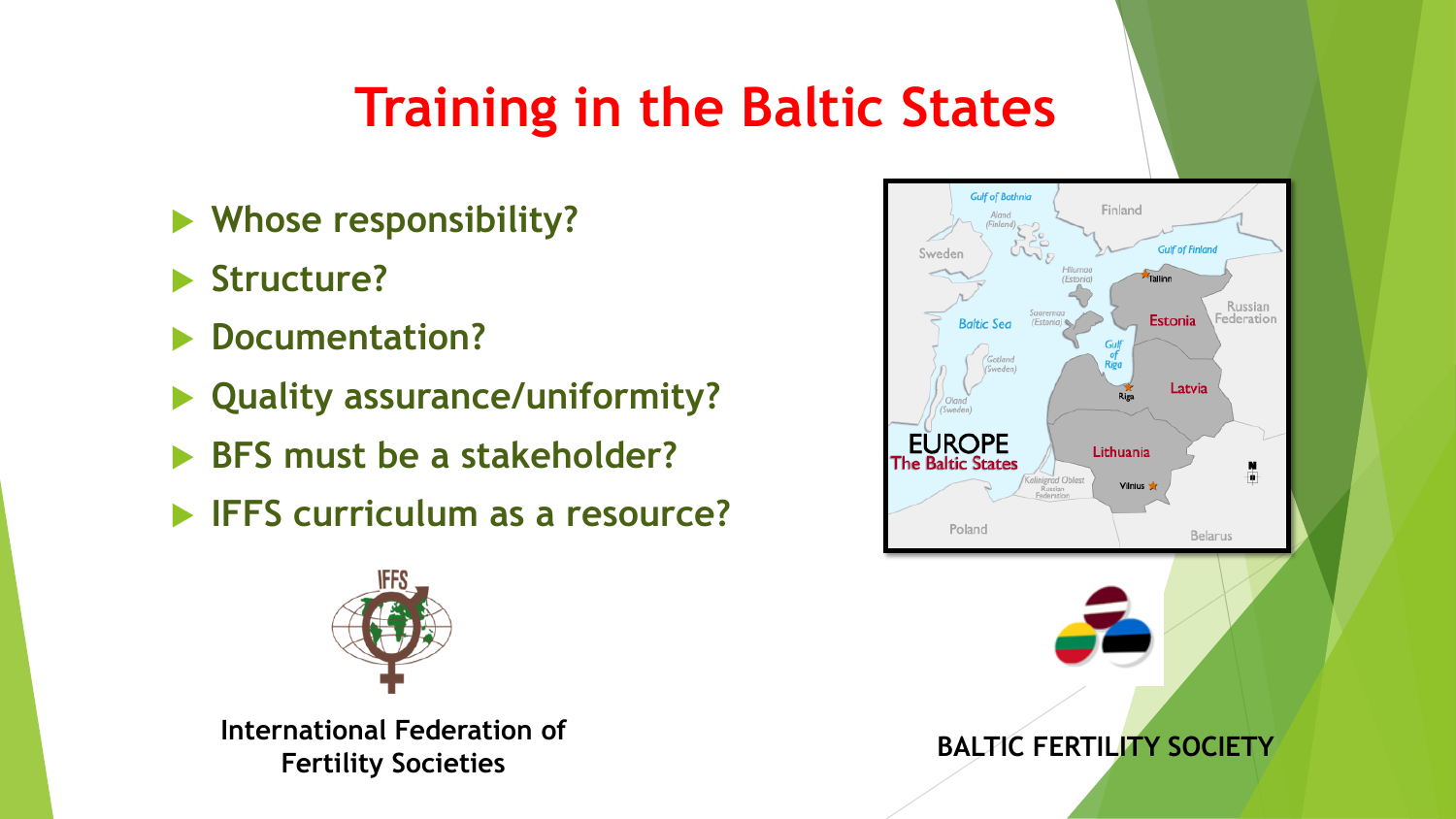# Training in the Baltic States

- Whose responsibility?
- Structure?
- Documentation?
- Quality assurance/uniformity?
- BFS must be a stakeholder?
- IFFS curriculum as a resource?

International Federation of Fertility Societies

BALTIC FERTILITY SOCIETY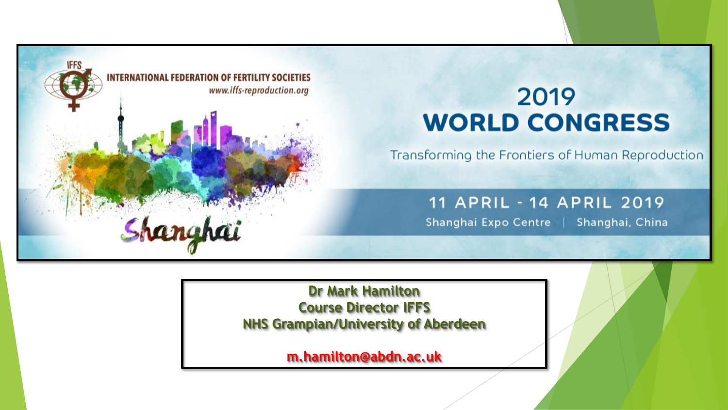IFFS

INTERNATIONAL FEDERATION OF FERTILITY SOCIETIES
www.iffs-reproduction.org

# 2019 WORLD CONGRESS

Transforming the Frontiers of Human Reproduction

11 APRIL - 14 APRIL 2019
Shanghai Expo Centre | Shanghai, China

Shanghai

**Dr Mark Hamilton**
**Course Director IFFS**
**NHS Grampian/University of Aberdeen**

**m.hamilton@abdn.ac.uk**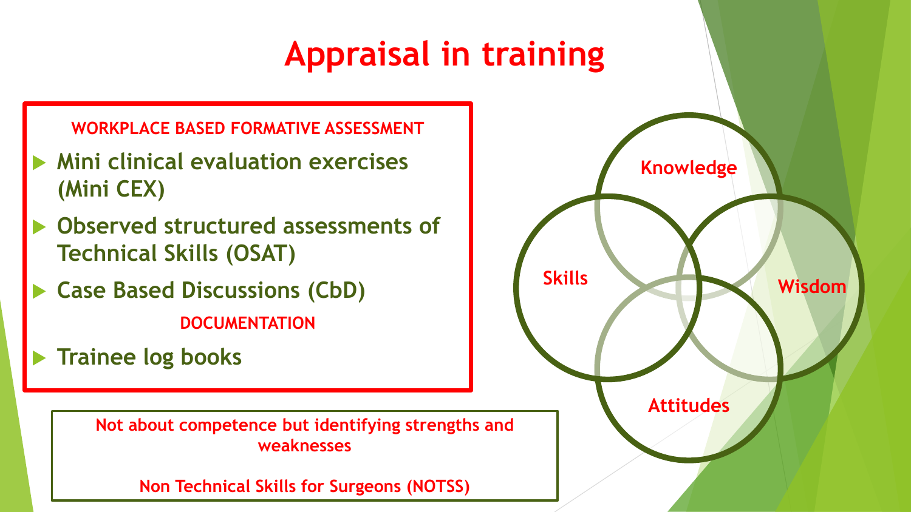# Appraisal in training

**WORKPLACE BASED FORMATIVE ASSESSMENT**

- Mini clinical evaluation exercises (Mini CEX)
- Observed structured assessments of Technical Skills (OSAT)
- Case Based Discussions (CbD)

**DOCUMENTATION**

- Trainee log books

Knowledge

Skills

Wisdom

Attitudes

**Not about competence but identifying strengths and weaknesses**

**Non Technical Skills for Surgeons (NOTSS)**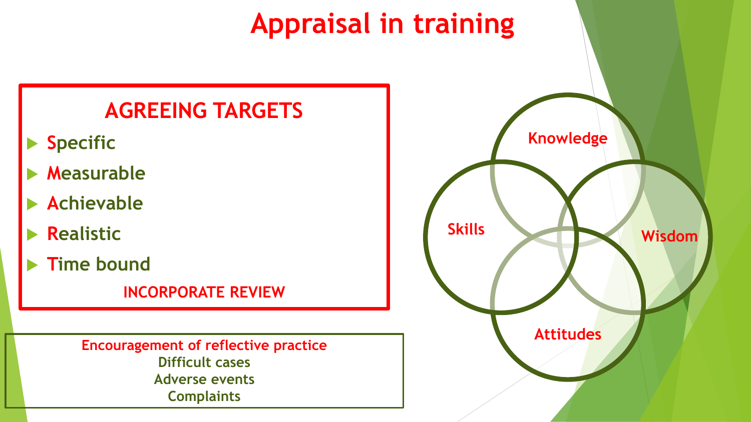# Appraisal in training

## AGREEING TARGETS

- Specific
- Measurable
- Achievable
- Realistic
- Time bound

INCORPORATE REVIEW

Encouragement of reflective practice
Difficult cases
Adverse events
Complaints

Knowledge
Skills
Wisdom
Attitudes